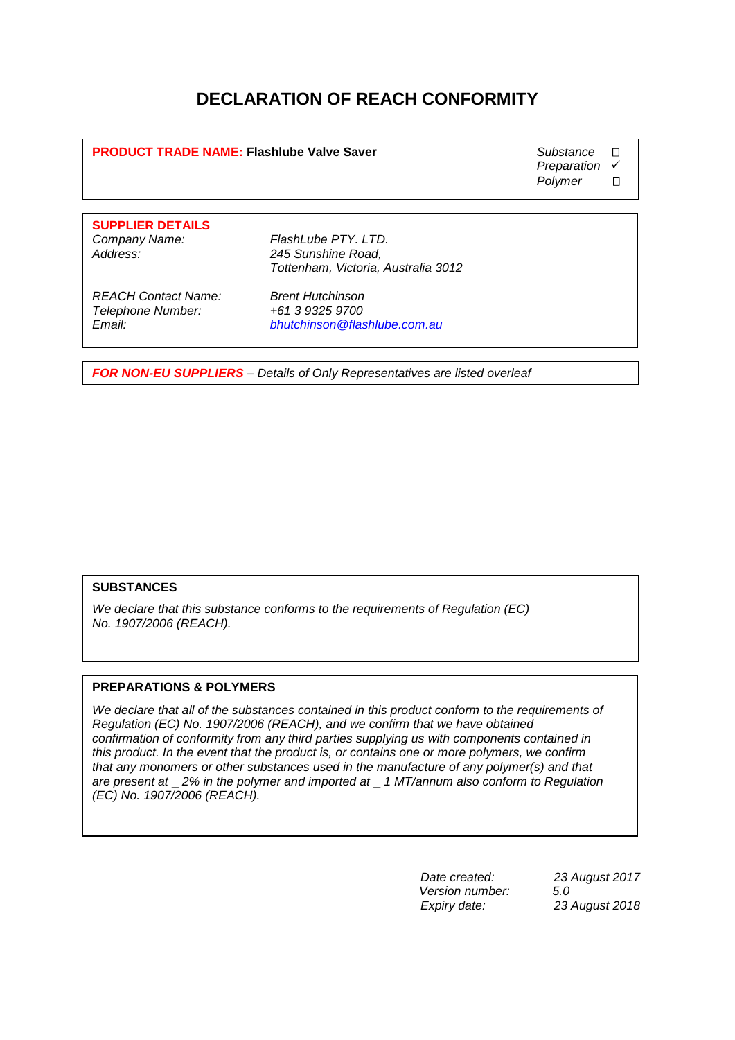# DECLARATION OF REACH CONFORMITY

**PRODUCT TRADE NAME: Flashlube Valve Saver**

*Substance* ☐
*Preparation* ✓
*Polymer* ☐

**SUPPLIER DETAILS**

| | |
|---|---|
| *Company Name:* | *FlashLube PTY. LTD.* |
| *Address:* | *245 Sunshine Road, Tottenham, Victoria, Australia 3012* |
| *REACH Contact Name:* | *Brent Hutchinson* |
| *Telephone Number:* | *+61 3 9325 9700* |
| *Email:* | *bhutchinson@flashlube.com.au* |

***FOR NON-EU SUPPLIERS*** *– Details of Only Representatives are listed overleaf*

### SUBSTANCES

*We declare that this substance conforms to the requirements of Regulation (EC) No. 1907/2006 (REACH).*

### PREPARATIONS & POLYMERS

*We declare that all of the substances contained in this product conform to the requirements of Regulation (EC) No. 1907/2006 (REACH), and we confirm that we have obtained confirmation of conformity from any third parties supplying us with components contained in this product. In the event that the product is, or contains one or more polymers, we confirm that any monomers or other substances used in the manufacture of any polymer(s) and that are present at _ 2% in the polymer and imported at _ 1 MT/annum also conform to Regulation (EC) No. 1907/2006 (REACH).*

| | |
|---|---|
| *Date created:* | *23 August 2017* |
| *Version number:* | *5.0* |
| *Expiry date:* | *23 August 2018* |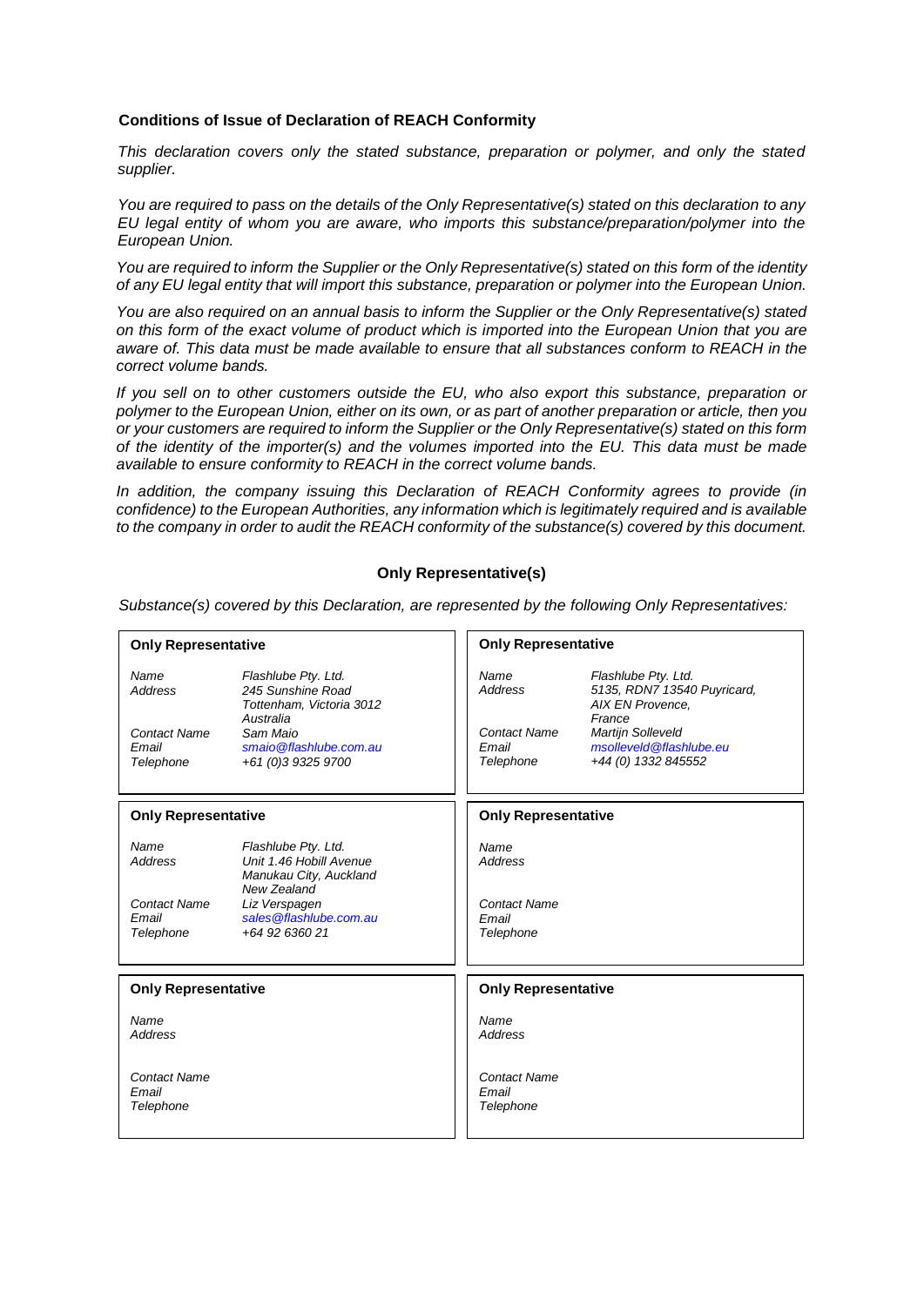**Conditions of Issue of Declaration of REACH Conformity**

*This declaration covers only the stated substance, preparation or polymer, and only the stated supplier.*

*You are required to pass on the details of the Only Representative(s) stated on this declaration to any EU legal entity of whom you are aware, who imports this substance/preparation/polymer into the European Union.*

*You are required to inform the Supplier or the Only Representative(s) stated on this form of the identity of any EU legal entity that will import this substance, preparation or polymer into the European Union.*

*You are also required on an annual basis to inform the Supplier or the Only Representative(s) stated on this form of the exact volume of product which is imported into the European Union that you are aware of. This data must be made available to ensure that all substances conform to REACH in the correct volume bands.*

*If you sell on to other customers outside the EU, who also export this substance, preparation or polymer to the European Union, either on its own, or as part of another preparation or article, then you or your customers are required to inform the Supplier or the Only Representative(s) stated on this form of the identity of the importer(s) and the volumes imported into the EU. This data must be made available to ensure conformity to REACH in the correct volume bands.*

*In addition, the company issuing this Declaration of REACH Conformity agrees to provide (in confidence) to the European Authorities, any information which is legitimately required and is available to the company in order to audit the REACH conformity of the substance(s) covered by this document.*

**Only Representative(s)**

*Substance(s) covered by this Declaration, are represented by the following Only Representatives:*

**Only Representative**

| | |
|---|---|
| *Name* | *Flashlube Pty. Ltd.* |
| *Address* | *245 Sunshine Road<br>Tottenham, Victoria 3012<br>Australia* |
| *Contact Name* | *Sam Maio* |
| *Email* | *smaio@flashlube.com.au* |
| *Telephone* | *+61 (0)3 9325 9700* |

**Only Representative**

| | |
|---|---|
| *Name* | *Flashlube Pty. Ltd.* |
| *Address* | *5135, RDN7 13540 Puyricard,<br>AIX EN Provence,<br>France* |
| *Contact Name* | *Martijn Solleveld* |
| *Email* | *msolleveld@flashlube.eu* |
| *Telephone* | *+44 (0) 1332 845552* |

**Only Representative**

| | |
|---|---|
| *Name* | *Flashlube Pty. Ltd.* |
| *Address* | *Unit 1.46 Hobill Avenue<br>Manukau City, Auckland<br>New Zealand* |
| *Contact Name* | *Liz Verspagen* |
| *Email* | *sales@flashlube.com.au* |
| *Telephone* | *+64 92 6360 21* |

**Only Representative**

| | |
|---|---|
| *Name* | |
| *Address* | |
| *Contact Name* | |
| *Email* | |
| *Telephone* | |

**Only Representative**

| | |
|---|---|
| *Name* | |
| *Address* | |
| *Contact Name* | |
| *Email* | |
| *Telephone* | |

**Only Representative**

| | |
|---|---|
| *Name* | |
| *Address* | |
| *Contact Name* | |
| *Email* | |
| *Telephone* | |